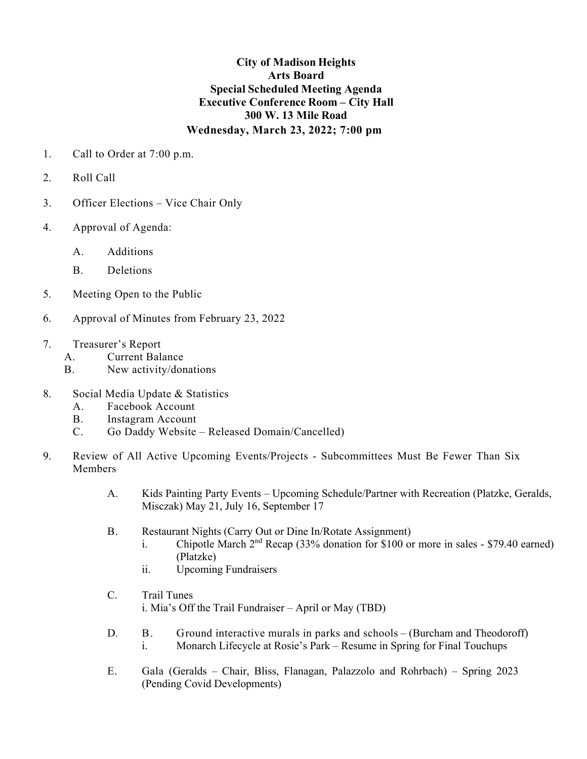**City of Madison Heights**
**Arts Board**
**Special Scheduled Meeting Agenda**
**Executive Conference Room – City Hall**
**300 W. 13 Mile Road**
**Wednesday, March 23, 2022; 7:00 pm**

1. Call to Order at 7:00 p.m.

2. Roll Call

3. Officer Elections – Vice Chair Only

4. Approval of Agenda:

   A. Additions

   B. Deletions

5. Meeting Open to the Public

6. Approval of Minutes from February 23, 2022

7. Treasurer's Report
   A. Current Balance
   B. New activity/donations

8. Social Media Update & Statistics
   A. Facebook Account
   B. Instagram Account
   C. Go Daddy Website – Released Domain/Cancelled)

9. Review of All Active Upcoming Events/Projects - Subcommittees Must Be Fewer Than Six Members

   A. Kids Painting Party Events – Upcoming Schedule/Partner with Recreation (Platzke, Geralds, Misczak) May 21, July 16, September 17

   B. Restaurant Nights (Carry Out or Dine In/Rotate Assignment)
      i. Chipotle March 2nd Recap (33% donation for $100 or more in sales - $79.40 earned) (Platzke)
      ii. Upcoming Fundraisers

   C. Trail Tunes
      i. Mia's Off the Trail Fundraiser – April or May (TBD)

   D. B. Ground interactive murals in parks and schools – (Burcham and Theodoroff)
      i. Monarch Lifecycle at Rosie's Park – Resume in Spring for Final Touchups

   E. Gala (Geralds – Chair, Bliss, Flanagan, Palazzolo and Rohrbach) – Spring 2023 (Pending Covid Developments)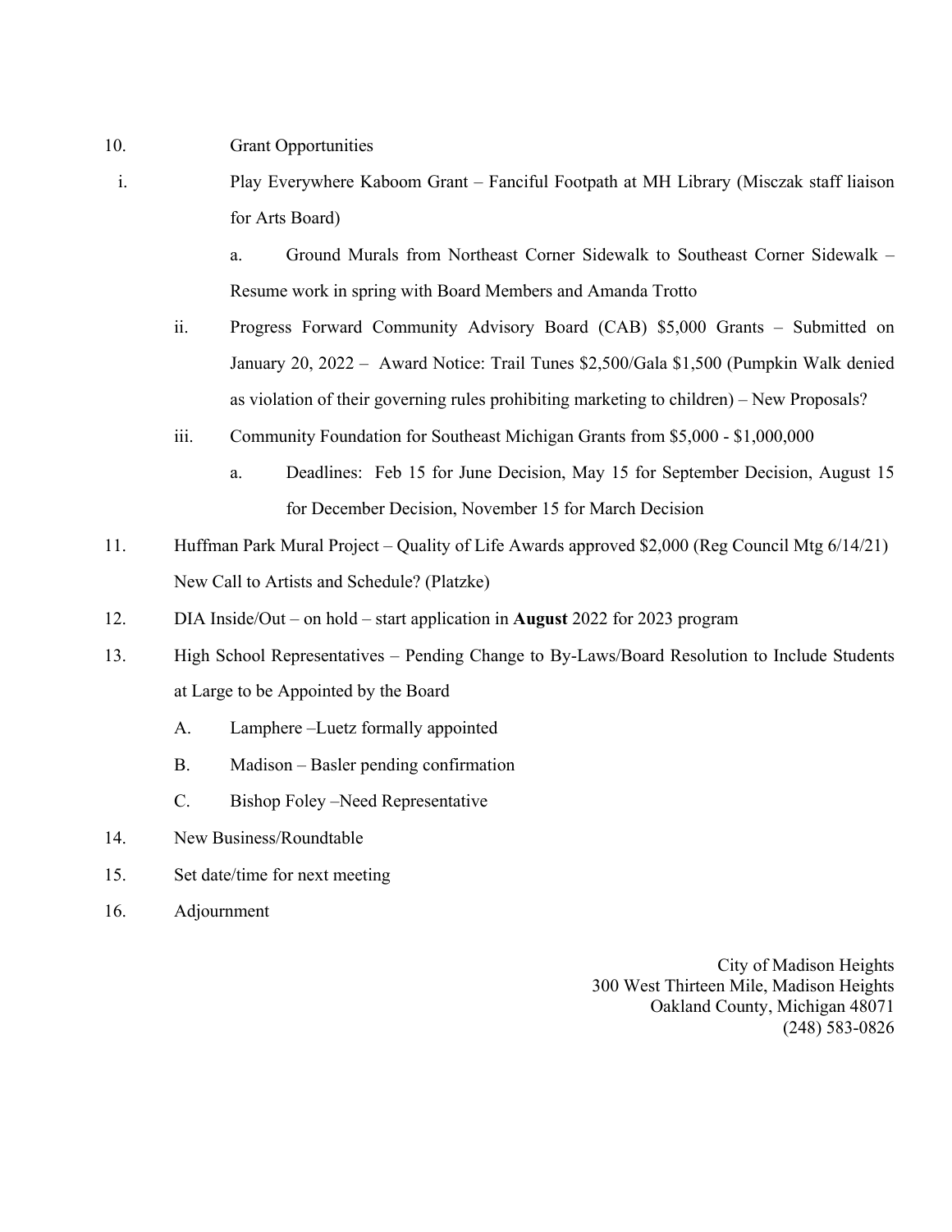10. Grant Opportunities

    i. Play Everywhere Kaboom Grant – Fanciful Footpath at MH Library (Misczak staff liaison for Arts Board)

       a. Ground Murals from Northeast Corner Sidewalk to Southeast Corner Sidewalk – Resume work in spring with Board Members and Amanda Trotto

    ii. Progress Forward Community Advisory Board (CAB) $5,000 Grants – Submitted on January 20, 2022 – Award Notice: Trail Tunes $2,500/Gala $1,500 (Pumpkin Walk denied as violation of their governing rules prohibiting marketing to children) – New Proposals?

    iii. Community Foundation for Southeast Michigan Grants from $5,000 - $1,000,000

       a. Deadlines: Feb 15 for June Decision, May 15 for September Decision, August 15 for December Decision, November 15 for March Decision

11. Huffman Park Mural Project – Quality of Life Awards approved $2,000 (Reg Council Mtg 6/14/21) New Call to Artists and Schedule? (Platzke)

12. DIA Inside/Out – on hold – start application in **August** 2022 for 2023 program

13. High School Representatives – Pending Change to By-Laws/Board Resolution to Include Students at Large to be Appointed by the Board

    A. Lamphere –Luetz formally appointed

    B. Madison – Basler pending confirmation

    C. Bishop Foley –Need Representative

14. New Business/Roundtable

15. Set date/time for next meeting

16. Adjournment

City of Madison Heights
300 West Thirteen Mile, Madison Heights
Oakland County, Michigan 48071
(248) 583-0826